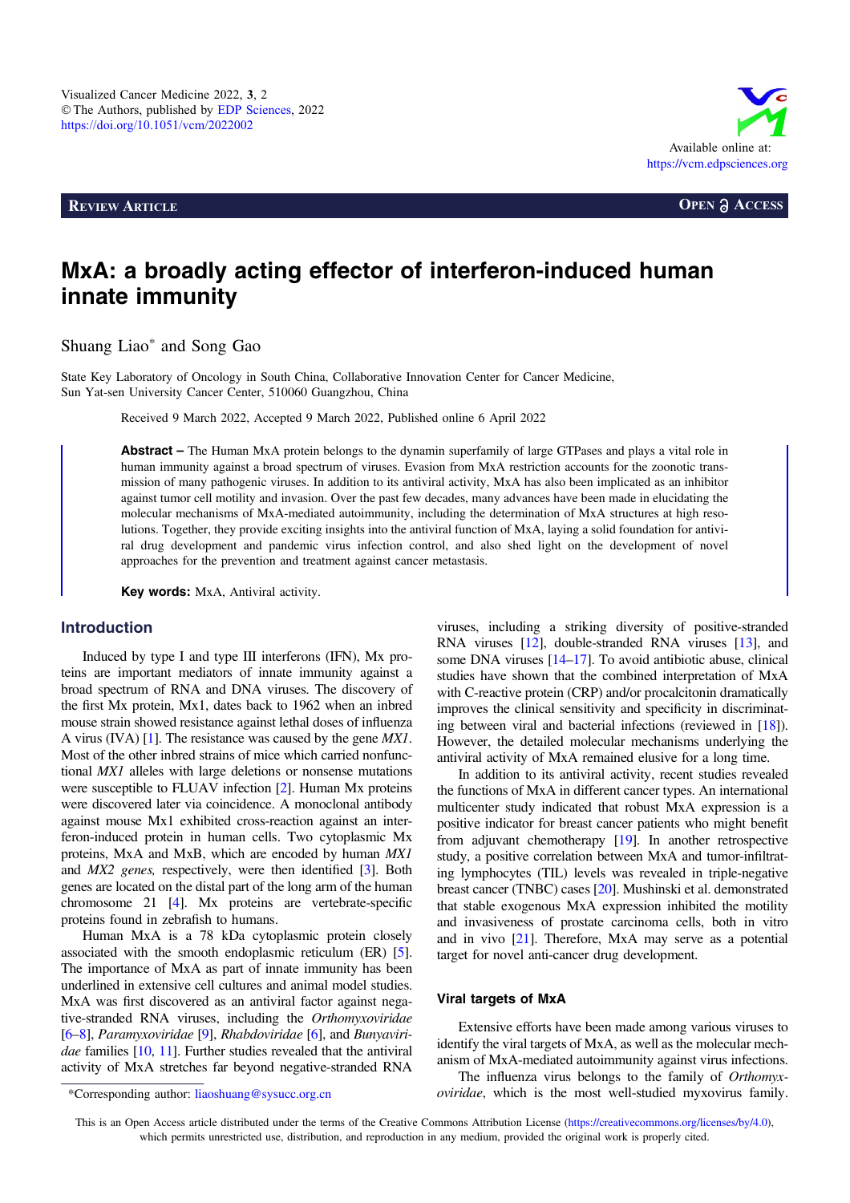Review Article

Open Access

# MxA: a broadly acting effector of interferon-induced human innate immunity

Shuang Liao* and Song Gao

State Key Laboratory of Oncology in South China, Collaborative Innovation Center for Cancer Medicine, Sun Yat-sen University Cancer Center, 510060 Guangzhou, China

Received 9 March 2022, Accepted 9 March 2022, Published online 6 April 2022

**Abstract –** The Human MxA protein belongs to the dynamin superfamily of large GTPases and plays a vital role in human immunity against a broad spectrum of viruses. Evasion from MxA restriction accounts for the zoonotic transmission of many pathogenic viruses. In addition to its antiviral activity, MxA has also been implicated as an inhibitor against tumor cell motility and invasion. Over the past few decades, many advances have been made in elucidating the molecular mechanisms of MxA-mediated autoimmunity, including the determination of MxA structures at high resolutions. Together, they provide exciting insights into the antiviral function of MxA, laying a solid foundation for antiviral drug development and pandemic virus infection control, and also shed light on the development of novel approaches for the prevention and treatment against cancer metastasis.

**Key words:** MxA, Antiviral activity.

## Introduction

Induced by type I and type III interferons (IFN), Mx proteins are important mediators of innate immunity against a broad spectrum of RNA and DNA viruses. The discovery of the first Mx protein, Mx1, dates back to 1962 when an inbred mouse strain showed resistance against lethal doses of influenza A virus (IVA) [1]. The resistance was caused by the gene *MX1*. Most of the other inbred strains of mice which carried nonfunctional *MX1* alleles with large deletions or nonsense mutations were susceptible to FLUAV infection [2]. Human Mx proteins were discovered later via coincidence. A monoclonal antibody against mouse Mx1 exhibited cross-reaction against an interferon-induced protein in human cells. Two cytoplasmic Mx proteins, MxA and MxB, which are encoded by human *MX1* and *MX2 genes,* respectively, were then identified [3]. Both genes are located on the distal part of the long arm of the human chromosome 21 [4]. Mx proteins are vertebrate-specific proteins found in zebrafish to humans.

Human MxA is a 78 kDa cytoplasmic protein closely associated with the smooth endoplasmic reticulum (ER) [5]. The importance of MxA as part of innate immunity has been underlined in extensive cell cultures and animal model studies. MxA was first discovered as an antiviral factor against negative-stranded RNA viruses, including the *Orthomyxoviridae* [6–8], *Paramyxoviridae* [9], *Rhabdoviridae* [6], and *Bunyaviridae* families [10, 11]. Further studies revealed that the antiviral activity of MxA stretches far beyond negative-stranded RNA viruses, including a striking diversity of positive-stranded RNA viruses [12], double-stranded RNA viruses [13], and some DNA viruses [14–17]. To avoid antibiotic abuse, clinical studies have shown that the combined interpretation of MxA with C-reactive protein (CRP) and/or procalcitonin dramatically improves the clinical sensitivity and specificity in discriminating between viral and bacterial infections (reviewed in [18]). However, the detailed molecular mechanisms underlying the antiviral activity of MxA remained elusive for a long time.

In addition to its antiviral activity, recent studies revealed the functions of MxA in different cancer types. An international multicenter study indicated that robust MxA expression is a positive indicator for breast cancer patients who might benefit from adjuvant chemotherapy [19]. In another retrospective study, a positive correlation between MxA and tumor-infiltrating lymphocytes (TIL) levels was revealed in triple-negative breast cancer (TNBC) cases [20]. Mushinski et al. demonstrated that stable exogenous MxA expression inhibited the motility and invasiveness of prostate carcinoma cells, both in vitro and in vivo [21]. Therefore, MxA may serve as a potential target for novel anti-cancer drug development.

### Viral targets of MxA

Extensive efforts have been made among various viruses to identify the viral targets of MxA, as well as the molecular mechanism of MxA-mediated autoimmunity against virus infections.

The influenza virus belongs to the family of *Orthomyxoviridae*, which is the most well-studied myxovirus family.

*Corresponding author: liaoshuang@sysucc.org.cn

This is an Open Access article distributed under the terms of the Creative Commons Attribution License (https://creativecommons.org/licenses/by/4.0), which permits unrestricted use, distribution, and reproduction in any medium, provided the original work is properly cited.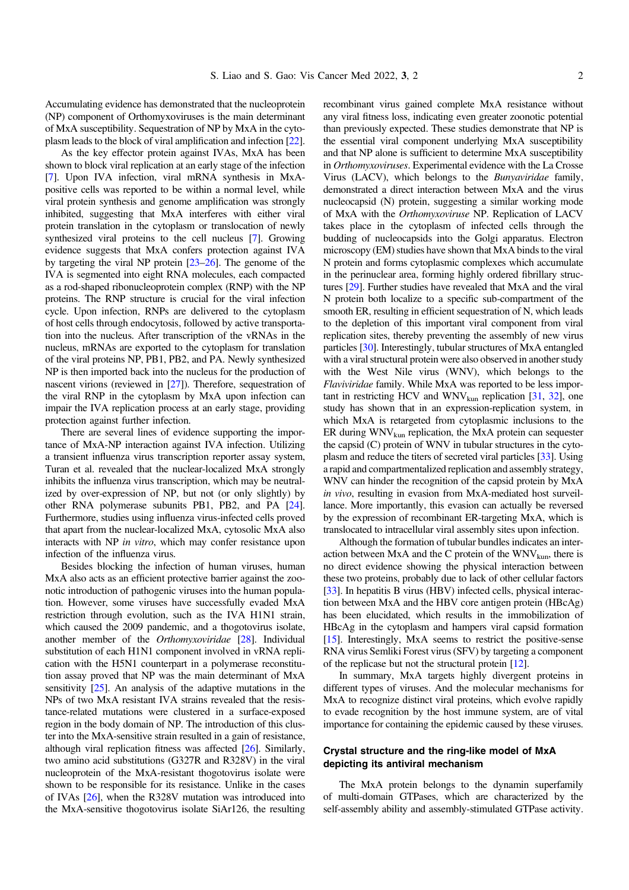Accumulating evidence has demonstrated that the nucleoprotein (NP) component of Orthomyxoviruses is the main determinant of MxA susceptibility. Sequestration of NP by MxA in the cytoplasm leads to the block of viral amplification and infection [22].

As the key effector protein against IVAs, MxA has been shown to block viral replication at an early stage of the infection [7]. Upon IVA infection, viral mRNA synthesis in MxA-positive cells was reported to be within a normal level, while viral protein synthesis and genome amplification was strongly inhibited, suggesting that MxA interferes with either viral protein translation in the cytoplasm or translocation of newly synthesized viral proteins to the cell nucleus [7]. Growing evidence suggests that MxA confers protection against IVA by targeting the viral NP protein [23–26]. The genome of the IVA is segmented into eight RNA molecules, each compacted as a rod-shaped ribonucleoprotein complex (RNP) with the NP proteins. The RNP structure is crucial for the viral infection cycle. Upon infection, RNPs are delivered to the cytoplasm of host cells through endocytosis, followed by active transportation into the nucleus. After transcription of the vRNAs in the nucleus, mRNAs are exported to the cytoplasm for translation of the viral proteins NP, PB1, PB2, and PA. Newly synthesized NP is then imported back into the nucleus for the production of nascent virions (reviewed in [27]). Therefore, sequestration of the viral RNP in the cytoplasm by MxA upon infection can impair the IVA replication process at an early stage, providing protection against further infection.

There are several lines of evidence supporting the importance of MxA-NP interaction against IVA infection. Utilizing a transient influenza virus transcription reporter assay system, Turan et al. revealed that the nuclear-localized MxA strongly inhibits the influenza virus transcription, which may be neutralized by over-expression of NP, but not (or only slightly) by other RNA polymerase subunits PB1, PB2, and PA [24]. Furthermore, studies using influenza virus-infected cells proved that apart from the nuclear-localized MxA, cytosolic MxA also interacts with NP *in vitro*, which may confer resistance upon infection of the influenza virus.

Besides blocking the infection of human viruses, human MxA also acts as an efficient protective barrier against the zoonotic introduction of pathogenic viruses into the human population. However, some viruses have successfully evaded MxA restriction through evolution, such as the IVA H1N1 strain, which caused the 2009 pandemic, and a thogotovirus isolate, another member of the *Orthomyxoviridae* [28]. Individual substitution of each H1N1 component involved in vRNA replication with the H5N1 counterpart in a polymerase reconstitution assay proved that NP was the main determinant of MxA sensitivity [25]. An analysis of the adaptive mutations in the NPs of two MxA resistant IVA strains revealed that the resistance-related mutations were clustered in a surface-exposed region in the body domain of NP. The introduction of this cluster into the MxA-sensitive strain resulted in a gain of resistance, although viral replication fitness was affected [26]. Similarly, two amino acid substitutions (G327R and R328V) in the viral nucleoprotein of the MxA-resistant thogotovirus isolate were shown to be responsible for its resistance. Unlike in the cases of IVAs [26], when the R328V mutation was introduced into the MxA-sensitive thogotovirus isolate SiAr126, the resulting recombinant virus gained complete MxA resistance without any viral fitness loss, indicating even greater zoonotic potential than previously expected. These studies demonstrate that NP is the essential viral component underlying MxA susceptibility and that NP alone is sufficient to determine MxA susceptibility in *Orthomyxoviruses*. Experimental evidence with the La Crosse Virus (LACV), which belongs to the *Bunyaviridae* family, demonstrated a direct interaction between MxA and the virus nucleocapsid (N) protein, suggesting a similar working mode of MxA with the *Orthomyxoviruse* NP. Replication of LACV takes place in the cytoplasm of infected cells through the budding of nucleocapsids into the Golgi apparatus. Electron microscopy (EM) studies have shown that MxA binds to the viral N protein and forms cytoplasmic complexes which accumulate in the perinuclear area, forming highly ordered fibrillary structures [29]. Further studies have revealed that MxA and the viral N protein both localize to a specific sub-compartment of the smooth ER, resulting in efficient sequestration of N, which leads to the depletion of this important viral component from viral replication sites, thereby preventing the assembly of new virus particles [30]. Interestingly, tubular structures of MxA entangled with a viral structural protein were also observed in another study with the West Nile virus (WNV), which belongs to the *Flaviviridae* family. While MxA was reported to be less important in restricting HCV and $\text{WNV}_{\text{kun}}$ replication [31, 32], one study has shown that in an expression-replication system, in which MxA is retargeted from cytoplasmic inclusions to the ER during $\text{WNV}_{\text{kun}}$ replication, the MxA protein can sequester the capsid (C) protein of WNV in tubular structures in the cytoplasm and reduce the titers of secreted viral particles [33]. Using a rapid and compartmentalized replication and assembly strategy, WNV can hinder the recognition of the capsid protein by MxA *in vivo*, resulting in evasion from MxA-mediated host surveillance. More importantly, this evasion can actually be reversed by the expression of recombinant ER-targeting MxA, which is translocated to intracellular viral assembly sites upon infection.

Although the formation of tubular bundles indicates an interaction between MxA and the C protein of the $\text{WNV}_{\text{kun}}$, there is no direct evidence showing the physical interaction between these two proteins, probably due to lack of other cellular factors [33]. In hepatitis B virus (HBV) infected cells, physical interaction between MxA and the HBV core antigen protein (HBcAg) has been elucidated, which results in the immobilization of HBcAg in the cytoplasm and hampers viral capsid formation [15]. Interestingly, MxA seems to restrict the positive-sense RNA virus Semliki Forest virus (SFV) by targeting a component of the replicase but not the structural protein [12].

In summary, MxA targets highly divergent proteins in different types of viruses. And the molecular mechanisms for MxA to recognize distinct viral proteins, which evolve rapidly to evade recognition by the host immune system, are of vital importance for containing the epidemic caused by these viruses.

## Crystal structure and the ring-like model of MxA depicting its antiviral mechanism

The MxA protein belongs to the dynamin superfamily of multi-domain GTPases, which are characterized by the self-assembly ability and assembly-stimulated GTPase activity.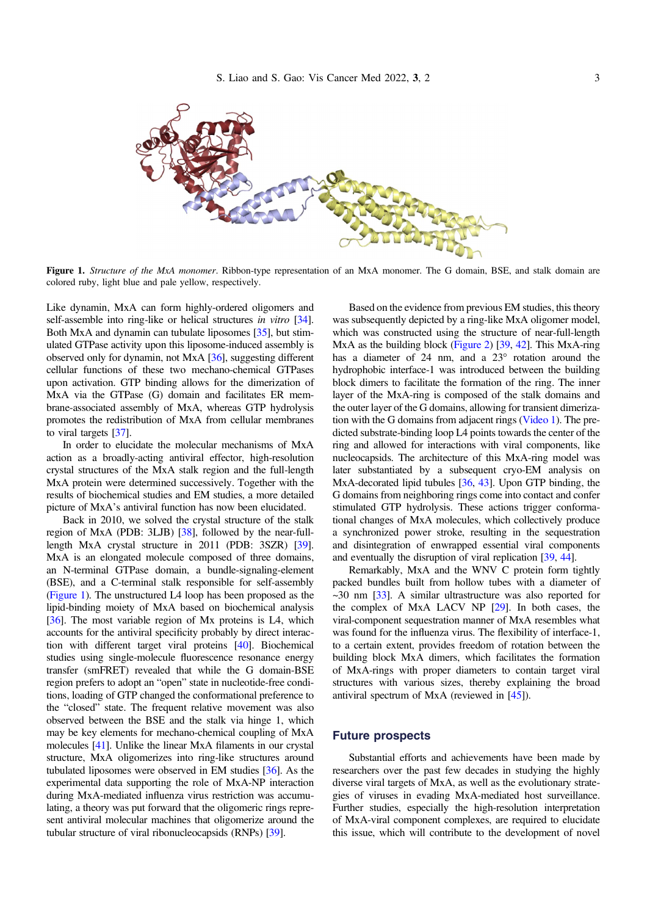**Figure 1.** *Structure of the MxA monomer.* Ribbon-type representation of an MxA monomer. The G domain, BSE, and stalk domain are colored ruby, light blue and pale yellow, respectively.

Like dynamin, MxA can form highly-ordered oligomers and self-assemble into ring-like or helical structures *in vitro* [34]. Both MxA and dynamin can tubulate liposomes [35], but stimulated GTPase activity upon this liposome-induced assembly is observed only for dynamin, not MxA [36], suggesting different cellular functions of these two mechano-chemical GTPases upon activation. GTP binding allows for the dimerization of MxA via the GTPase (G) domain and facilitates ER membrane-associated assembly of MxA, whereas GTP hydrolysis promotes the redistribution of MxA from cellular membranes to viral targets [37].

In order to elucidate the molecular mechanisms of MxA action as a broadly-acting antiviral effector, high-resolution crystal structures of the MxA stalk region and the full-length MxA protein were determined successively. Together with the results of biochemical studies and EM studies, a more detailed picture of MxA's antiviral function has now been elucidated.

Back in 2010, we solved the crystal structure of the stalk region of MxA (PDB: 3LJB) [38], followed by the near-full-length MxA crystal structure in 2011 (PDB: 3SZR) [39]. MxA is an elongated molecule composed of three domains, an N-terminal GTPase domain, a bundle-signaling-element (BSE), and a C-terminal stalk responsible for self-assembly (Figure 1). The unstructured L4 loop has been proposed as the lipid-binding moiety of MxA based on biochemical analysis [36]. The most variable region of Mx proteins is L4, which accounts for the antiviral specificity probably by direct interaction with different target viral proteins [40]. Biochemical studies using single-molecule fluorescence resonance energy transfer (smFRET) revealed that while the G domain-BSE region prefers to adopt an "open" state in nucleotide-free conditions, loading of GTP changed the conformational preference to the "closed" state. The frequent relative movement was also observed between the BSE and the stalk via hinge 1, which may be key elements for mechano-chemical coupling of MxA molecules [41]. Unlike the linear MxA filaments in our crystal structure, MxA oligomerizes into ring-like structures around tubulated liposomes were observed in EM studies [36]. As the experimental data supporting the role of MxA-NP interaction during MxA-mediated influenza virus restriction was accumulating, a theory was put forward that the oligomeric rings represent antiviral molecular machines that oligomerize around the tubular structure of viral ribonucleocapsids (RNPs) [39].

Based on the evidence from previous EM studies, this theory was subsequently depicted by a ring-like MxA oligomer model, which was constructed using the structure of near-full-length MxA as the building block (Figure 2) [39, 42]. This MxA-ring has a diameter of 24 nm, and a 23° rotation around the hydrophobic interface-1 was introduced between the building block dimers to facilitate the formation of the ring. The inner layer of the MxA-ring is composed of the stalk domains and the outer layer of the G domains, allowing for transient dimerization with the G domains from adjacent rings (Video 1). The predicted substrate-binding loop L4 points towards the center of the ring and allowed for interactions with viral components, like nucleocapsids. The architecture of this MxA-ring model was later substantiated by a subsequent cryo-EM analysis on MxA-decorated lipid tubules [36, 43]. Upon GTP binding, the G domains from neighboring rings come into contact and confer stimulated GTP hydrolysis. These actions trigger conformational changes of MxA molecules, which collectively produce a synchronized power stroke, resulting in the sequestration and disintegration of enwrapped essential viral components and eventually the disruption of viral replication [39, 44].

Remarkably, MxA and the WNV C protein form tightly packed bundles built from hollow tubes with a diameter of ~30 nm [33]. A similar ultrastructure was also reported for the complex of MxA LACV NP [29]. In both cases, the viral-component sequestration manner of MxA resembles what was found for the influenza virus. The flexibility of interface-1, to a certain extent, provides freedom of rotation between the building block MxA dimers, which facilitates the formation of MxA-rings with proper diameters to contain target viral structures with various sizes, thereby explaining the broad antiviral spectrum of MxA (reviewed in [45]).

## Future prospects

Substantial efforts and achievements have been made by researchers over the past few decades in studying the highly diverse viral targets of MxA, as well as the evolutionary strategies of viruses in evading MxA-mediated host surveillance. Further studies, especially the high-resolution interpretation of MxA-viral component complexes, are required to elucidate this issue, which will contribute to the development of novel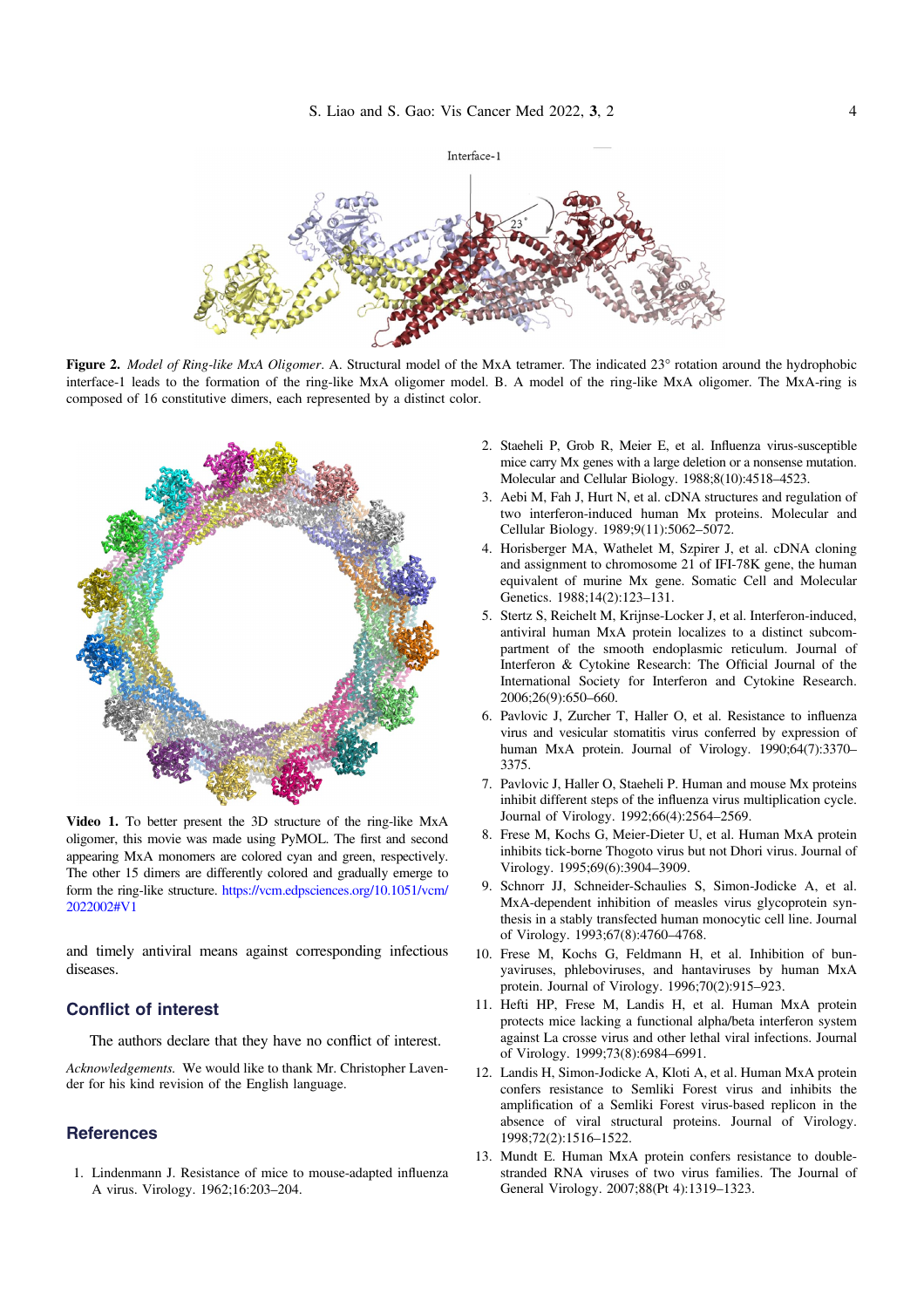Interface-1

23°

**Figure 2.** *Model of Ring-like MxA Oligomer*. A. Structural model of the MxA tetramer. The indicated 23° rotation around the hydrophobic interface-1 leads to the formation of the ring-like MxA oligomer model. B. A model of the ring-like MxA oligomer. The MxA-ring is composed of 16 constitutive dimers, each represented by a distinct color.

**Video 1.** To better present the 3D structure of the ring-like MxA oligomer, this movie was made using PyMOL. The first and second appearing MxA monomers are colored cyan and green, respectively. The other 15 dimers are differently colored and gradually emerge to form the ring-like structure. https://vcm.edpsciences.org/10.1051/vcm/2022002#V1

and timely antiviral means against corresponding infectious diseases.

## Conflict of interest

The authors declare that they have no conflict of interest.

*Acknowledgements.* We would like to thank Mr. Christopher Lavender for his kind revision of the English language.

## References

1. Lindenmann J. Resistance of mice to mouse-adapted influenza A virus. Virology. 1962;16:203–204.
2. Staeheli P, Grob R, Meier E, et al. Influenza virus-susceptible mice carry Mx genes with a large deletion or a nonsense mutation. Molecular and Cellular Biology. 1988;8(10):4518–4523.
3. Aebi M, Fah J, Hurt N, et al. cDNA structures and regulation of two interferon-induced human Mx proteins. Molecular and Cellular Biology. 1989;9(11):5062–5072.
4. Horisberger MA, Wathelet M, Szpirer J, et al. cDNA cloning and assignment to chromosome 21 of IFI-78K gene, the human equivalent of murine Mx gene. Somatic Cell and Molecular Genetics. 1988;14(2):123–131.
5. Stertz S, Reichelt M, Krijnse-Locker J, et al. Interferon-induced, antiviral human MxA protein localizes to a distinct subcompartment of the smooth endoplasmic reticulum. Journal of Interferon & Cytokine Research: The Official Journal of the International Society for Interferon and Cytokine Research. 2006;26(9):650–660.
6. Pavlovic J, Zurcher T, Haller O, et al. Resistance to influenza virus and vesicular stomatitis virus conferred by expression of human MxA protein. Journal of Virology. 1990;64(7):3370–3375.
7. Pavlovic J, Haller O, Staeheli P. Human and mouse Mx proteins inhibit different steps of the influenza virus multiplication cycle. Journal of Virology. 1992;66(4):2564–2569.
8. Frese M, Kochs G, Meier-Dieter U, et al. Human MxA protein inhibits tick-borne Thogoto virus but not Dhori virus. Journal of Virology. 1995;69(6):3904–3909.
9. Schnorr JJ, Schneider-Schaulies S, Simon-Jodicke A, et al. MxA-dependent inhibition of measles virus glycoprotein synthesis in a stably transfected human monocytic cell line. Journal of Virology. 1993;67(8):4760–4768.
10. Frese M, Kochs G, Feldmann H, et al. Inhibition of bunyaviruses, phleboviruses, and hantaviruses by human MxA protein. Journal of Virology. 1996;70(2):915–923.
11. Hefti HP, Frese M, Landis H, et al. Human MxA protein protects mice lacking a functional alpha/beta interferon system against La crosse virus and other lethal viral infections. Journal of Virology. 1999;73(8):6984–6991.
12. Landis H, Simon-Jodicke A, Kloti A, et al. Human MxA protein confers resistance to Semliki Forest virus and inhibits the amplification of a Semliki Forest virus-based replicon in the absence of viral structural proteins. Journal of Virology. 1998;72(2):1516–1522.
13. Mundt E. Human MxA protein confers resistance to double-stranded RNA viruses of two virus families. The Journal of General Virology. 2007;88(Pt 4):1319–1323.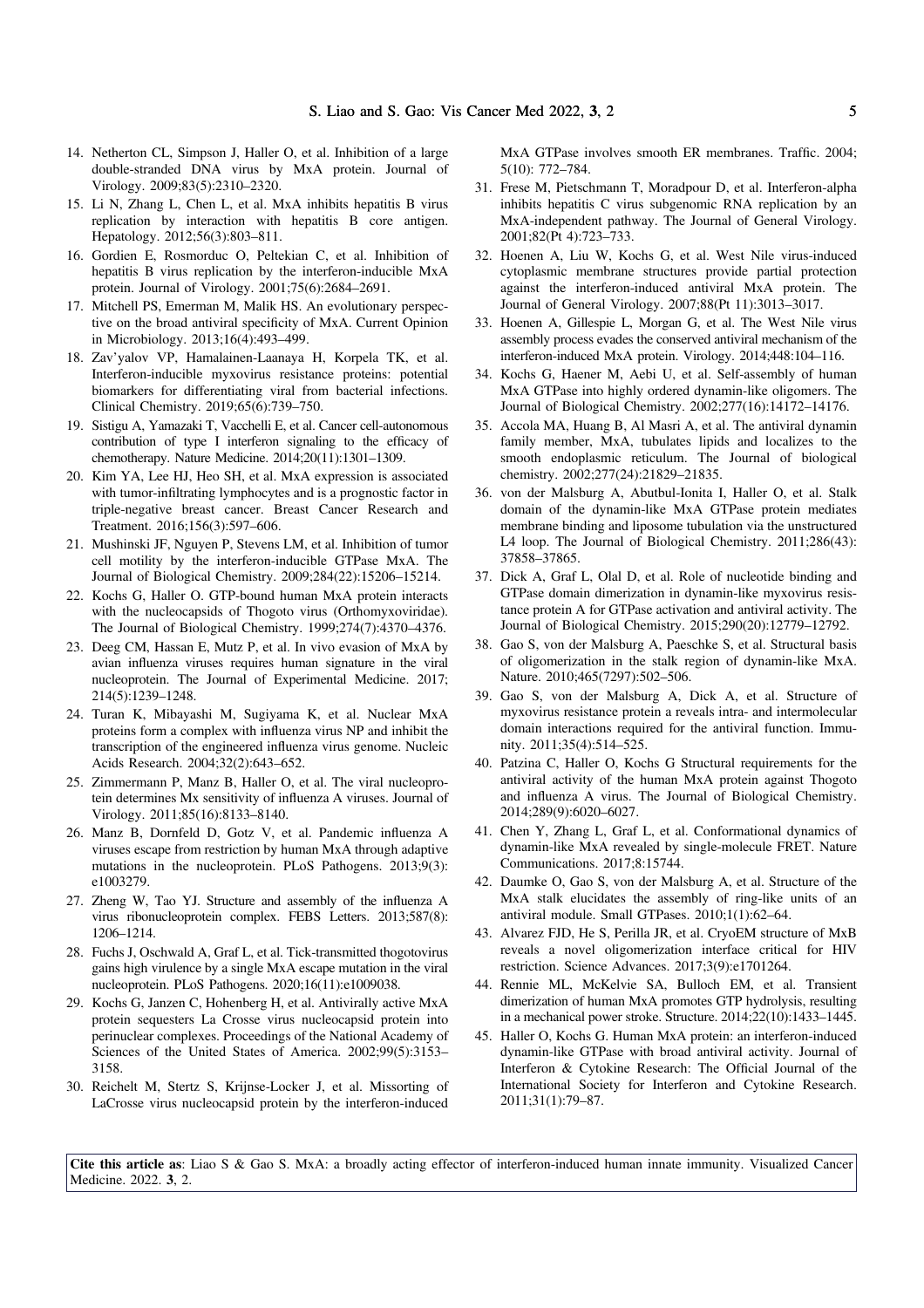14. Netherton CL, Simpson J, Haller O, et al. Inhibition of a large double-stranded DNA virus by MxA protein. Journal of Virology. 2009;83(5):2310–2320.
15. Li N, Zhang L, Chen L, et al. MxA inhibits hepatitis B virus replication by interaction with hepatitis B core antigen. Hepatology. 2012;56(3):803–811.
16. Gordien E, Rosmorduc O, Peltekian C, et al. Inhibition of hepatitis B virus replication by the interferon-inducible MxA protein. Journal of Virology. 2001;75(6):2684–2691.
17. Mitchell PS, Emerman M, Malik HS. An evolutionary perspective on the broad antiviral specificity of MxA. Current Opinion in Microbiology. 2013;16(4):493–499.
18. Zav'yalov VP, Hamalainen-Laanaya H, Korpela TK, et al. Interferon-inducible myxovirus resistance proteins: potential biomarkers for differentiating viral from bacterial infections. Clinical Chemistry. 2019;65(6):739–750.
19. Sistigu A, Yamazaki T, Vacchelli E, et al. Cancer cell-autonomous contribution of type I interferon signaling to the efficacy of chemotherapy. Nature Medicine. 2014;20(11):1301–1309.
20. Kim YA, Lee HJ, Heo SH, et al. MxA expression is associated with tumor-infiltrating lymphocytes and is a prognostic factor in triple-negative breast cancer. Breast Cancer Research and Treatment. 2016;156(3):597–606.
21. Mushinski JF, Nguyen P, Stevens LM, et al. Inhibition of tumor cell motility by the interferon-inducible GTPase MxA. The Journal of Biological Chemistry. 2009;284(22):15206–15214.
22. Kochs G, Haller O. GTP-bound human MxA protein interacts with the nucleocapsids of Thogoto virus (Orthomyxoviridae). The Journal of Biological Chemistry. 1999;274(7):4370–4376.
23. Deeg CM, Hassan E, Mutz P, et al. In vivo evasion of MxA by avian influenza viruses requires human signature in the viral nucleoprotein. The Journal of Experimental Medicine. 2017; 214(5):1239–1248.
24. Turan K, Mibayashi M, Sugiyama K, et al. Nuclear MxA proteins form a complex with influenza virus NP and inhibit the transcription of the engineered influenza virus genome. Nucleic Acids Research. 2004;32(2):643–652.
25. Zimmermann P, Manz B, Haller O, et al. The viral nucleoprotein determines Mx sensitivity of influenza A viruses. Journal of Virology. 2011;85(16):8133–8140.
26. Manz B, Dornfeld D, Gotz V, et al. Pandemic influenza A viruses escape from restriction by human MxA through adaptive mutations in the nucleoprotein. PLoS Pathogens. 2013;9(3): e1003279.
27. Zheng W, Tao YJ. Structure and assembly of the influenza A virus ribonucleoprotein complex. FEBS Letters. 2013;587(8): 1206–1214.
28. Fuchs J, Oschwald A, Graf L, et al. Tick-transmitted thogotovirus gains high virulence by a single MxA escape mutation in the viral nucleoprotein. PLoS Pathogens. 2020;16(11):e1009038.
29. Kochs G, Janzen C, Hohenberg H, et al. Antivirally active MxA protein sequesters La Crosse virus nucleocapsid protein into perinuclear complexes. Proceedings of the National Academy of Sciences of the United States of America. 2002;99(5):3153–3158.
30. Reichelt M, Stertz S, Krijnse-Locker J, et al. Missorting of LaCrosse virus nucleocapsid protein by the interferon-induced MxA GTPase involves smooth ER membranes. Traffic. 2004; 5(10): 772–784.
31. Frese M, Pietschmann T, Moradpour D, et al. Interferon-alpha inhibits hepatitis C virus subgenomic RNA replication by an MxA-independent pathway. The Journal of General Virology. 2001;82(Pt 4):723–733.
32. Hoenen A, Liu W, Kochs G, et al. West Nile virus-induced cytoplasmic membrane structures provide partial protection against the interferon-induced antiviral MxA protein. The Journal of General Virology. 2007;88(Pt 11):3013–3017.
33. Hoenen A, Gillespie L, Morgan G, et al. The West Nile virus assembly process evades the conserved antiviral mechanism of the interferon-induced MxA protein. Virology. 2014;448:104–116.
34. Kochs G, Haener M, Aebi U, et al. Self-assembly of human MxA GTPase into highly ordered dynamin-like oligomers. The Journal of Biological Chemistry. 2002;277(16):14172–14176.
35. Accola MA, Huang B, Al Masri A, et al. The antiviral dynamin family member, MxA, tubulates lipids and localizes to the smooth endoplasmic reticulum. The Journal of biological chemistry. 2002;277(24):21829–21835.
36. von der Malsburg A, Abutbul-Ionita I, Haller O, et al. Stalk domain of the dynamin-like MxA GTPase protein mediates membrane binding and liposome tubulation via the unstructured L4 loop. The Journal of Biological Chemistry. 2011;286(43): 37858–37865.
37. Dick A, Graf L, Olal D, et al. Role of nucleotide binding and GTPase domain dimerization in dynamin-like myxovirus resistance protein A for GTPase activation and antiviral activity. The Journal of Biological Chemistry. 2015;290(20):12779–12792.
38. Gao S, von der Malsburg A, Paeschke S, et al. Structural basis of oligomerization in the stalk region of dynamin-like MxA. Nature. 2010;465(7297):502–506.
39. Gao S, von der Malsburg A, Dick A, et al. Structure of myxovirus resistance protein a reveals intra- and intermolecular domain interactions required for the antiviral function. Immunity. 2011;35(4):514–525.
40. Patzina C, Haller O, Kochs G Structural requirements for the antiviral activity of the human MxA protein against Thogoto and influenza A virus. The Journal of Biological Chemistry. 2014;289(9):6020–6027.
41. Chen Y, Zhang L, Graf L, et al. Conformational dynamics of dynamin-like MxA revealed by single-molecule FRET. Nature Communications. 2017;8:15744.
42. Daumke O, Gao S, von der Malsburg A, et al. Structure of the MxA stalk elucidates the assembly of ring-like units of an antiviral module. Small GTPases. 2010;1(1):62–64.
43. Alvarez FJD, He S, Perilla JR, et al. CryoEM structure of MxB reveals a novel oligomerization interface critical for HIV restriction. Science Advances. 2017;3(9):e1701264.
44. Rennie ML, McKelvie SA, Bulloch EM, et al. Transient dimerization of human MxA promotes GTP hydrolysis, resulting in a mechanical power stroke. Structure. 2014;22(10):1433–1445.
45. Haller O, Kochs G. Human MxA protein: an interferon-induced dynamin-like GTPase with broad antiviral activity. Journal of Interferon & Cytokine Research: The Official Journal of the International Society for Interferon and Cytokine Research. 2011;31(1):79–87.

**Cite this article as**: Liao S & Gao S. MxA: a broadly acting effector of interferon-induced human innate immunity. Visualized Cancer Medicine. 2022. **3**, 2.